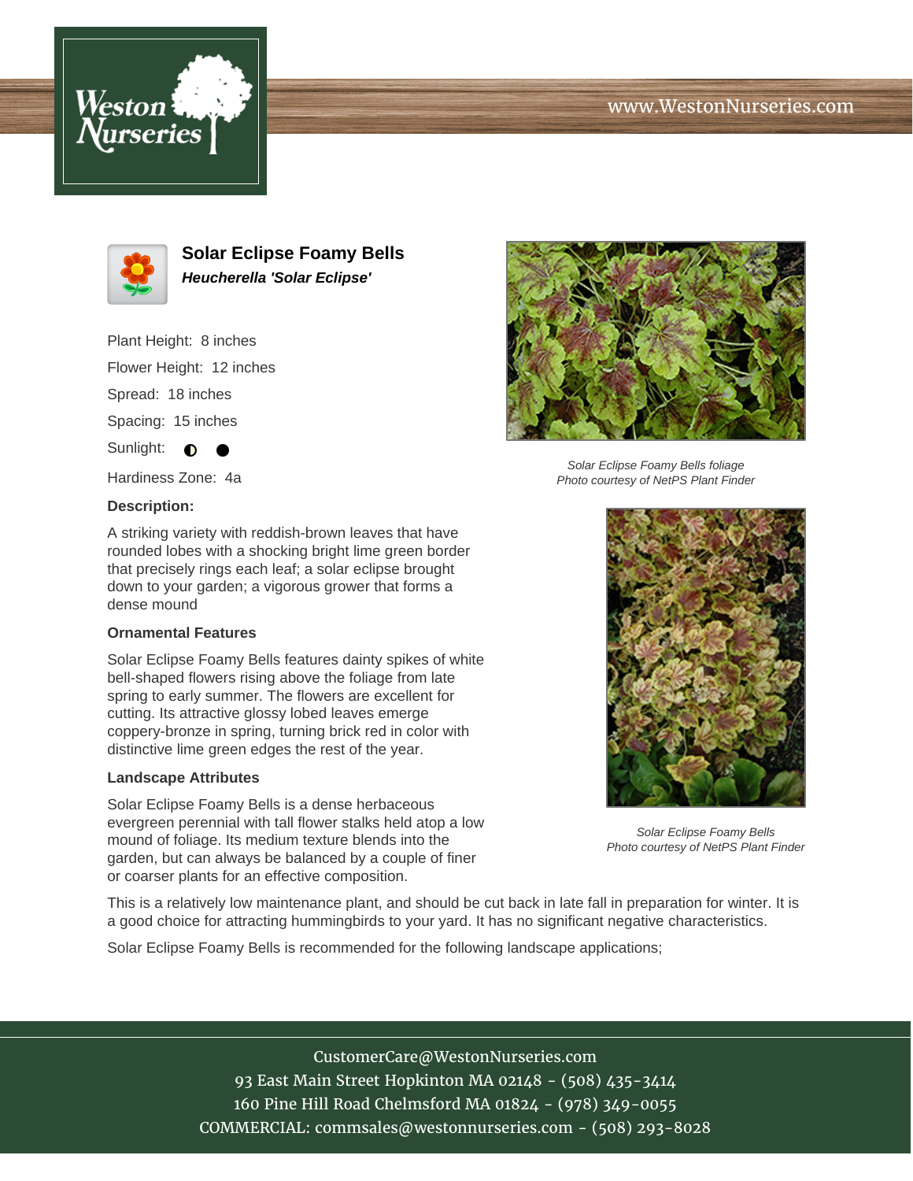# Solar Eclipse Foamy Bells

***Heucherella 'Solar Eclipse'***

Plant Height: 8 inches

Flower Height: 12 inches

Spread: 18 inches

Spacing: 15 inches

Sunlight: ◐ ●

Hardiness Zone: 4a

### Description:

A striking variety with reddish-brown leaves that have rounded lobes with a shocking bright lime green border that precisely rings each leaf; a solar eclipse brought down to your garden; a vigorous grower that forms a dense mound

### Ornamental Features

Solar Eclipse Foamy Bells features dainty spikes of white bell-shaped flowers rising above the foliage from late spring to early summer. The flowers are excellent for cutting. Its attractive glossy lobed leaves emerge coppery-bronze in spring, turning brick red in color with distinctive lime green edges the rest of the year.

### Landscape Attributes

Solar Eclipse Foamy Bells is a dense herbaceous evergreen perennial with tall flower stalks held atop a low mound of foliage. Its medium texture blends into the garden, but can always be balanced by a couple of finer or coarser plants for an effective composition.

*Solar Eclipse Foamy Bells foliage*
*Photo courtesy of NetPS Plant Finder*

*Solar Eclipse Foamy Bells*
*Photo courtesy of NetPS Plant Finder*

This is a relatively low maintenance plant, and should be cut back in late fall in preparation for winter. It is a good choice for attracting hummingbirds to your yard. It has no significant negative characteristics.

Solar Eclipse Foamy Bells is recommended for the following landscape applications;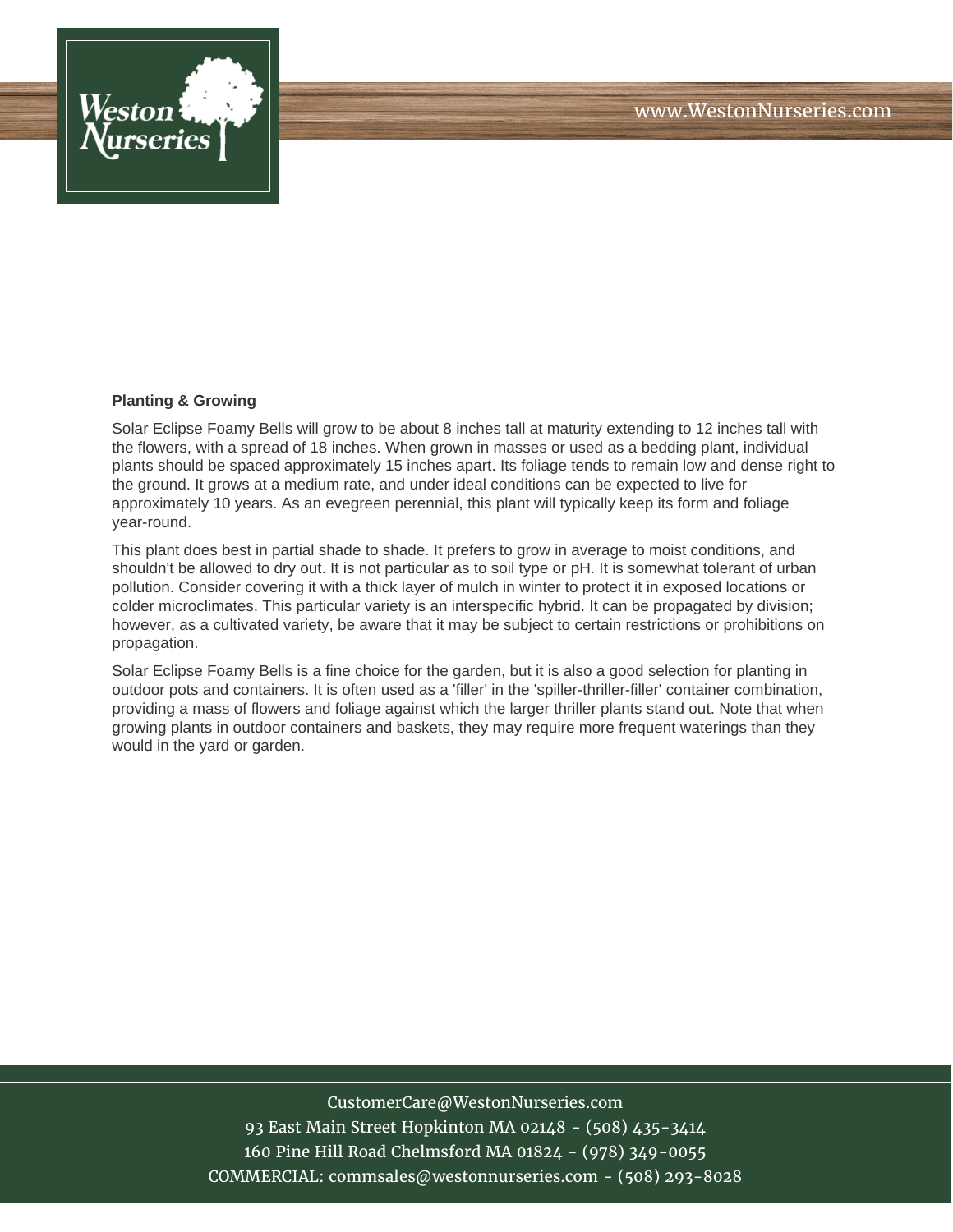### Planting & Growing

Solar Eclipse Foamy Bells will grow to be about 8 inches tall at maturity extending to 12 inches tall with the flowers, with a spread of 18 inches. When grown in masses or used as a bedding plant, individual plants should be spaced approximately 15 inches apart. Its foliage tends to remain low and dense right to the ground. It grows at a medium rate, and under ideal conditions can be expected to live for approximately 10 years. As an evegreen perennial, this plant will typically keep its form and foliage year-round.

This plant does best in partial shade to shade. It prefers to grow in average to moist conditions, and shouldn't be allowed to dry out. It is not particular as to soil type or pH. It is somewhat tolerant of urban pollution. Consider covering it with a thick layer of mulch in winter to protect it in exposed locations or colder microclimates. This particular variety is an interspecific hybrid. It can be propagated by division; however, as a cultivated variety, be aware that it may be subject to certain restrictions or prohibitions on propagation.

Solar Eclipse Foamy Bells is a fine choice for the garden, but it is also a good selection for planting in outdoor pots and containers. It is often used as a 'filler' in the 'spiller-thriller-filler' container combination, providing a mass of flowers and foliage against which the larger thriller plants stand out. Note that when growing plants in outdoor containers and baskets, they may require more frequent waterings than they would in the yard or garden.